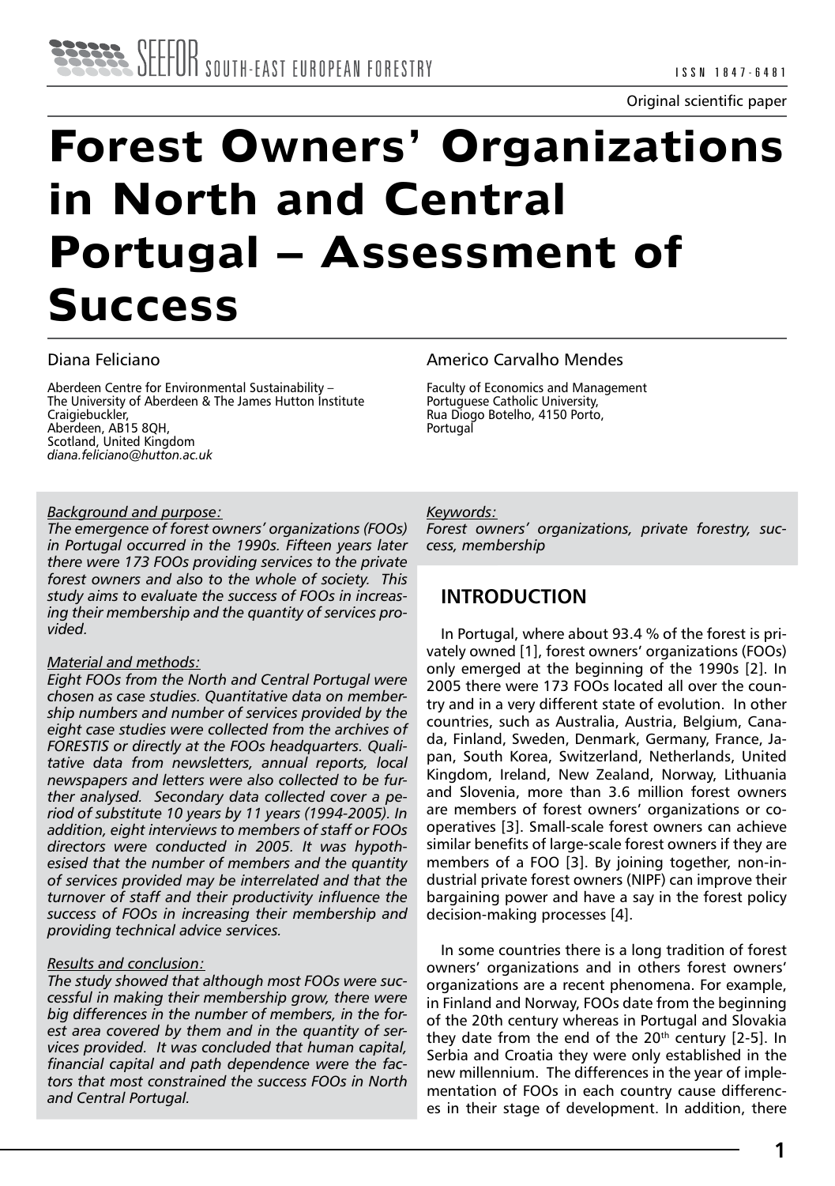Original scientific paper

# Forest Owners' Organizations in North and Central Portugal – Assessment of Success

Diana Feliciano

Aberdeen Centre for Environmental Sustainability – The University of Aberdeen & The James Hutton Institute Craigiebuckler, Aberdeen, AB15 8QH, Scotland, United Kingdom
*diana.feliciano@hutton.ac.uk*

Americo Carvalho Mendes

Faculty of Economics and Management Portuguese Catholic University, Rua Diogo Botelho, 4150 Porto, Portugal

*Background and purpose:*
*The emergence of forest owners' organizations (FOOs) in Portugal occurred in the 1990s. Fifteen years later there were 173 FOOs providing services to the private forest owners and also to the whole of society. This study aims to evaluate the success of FOOs in increasing their membership and the quantity of services provided.*

*Material and methods:*
*Eight FOOs from the North and Central Portugal were chosen as case studies. Quantitative data on membership numbers and number of services provided by the eight case studies were collected from the archives of FORESTIS or directly at the FOOs headquarters. Qualitative data from newsletters, annual reports, local newspapers and letters were also collected to be further analysed. Secondary data collected cover a period of substitute 10 years by 11 years (1994-2005). In addition, eight interviews to members of staff or FOOs directors were conducted in 2005. It was hypothesised that the number of members and the quantity of services provided may be interrelated and that the turnover of staff and their productivity influence the success of FOOs in increasing their membership and providing technical advice services.*

*Results and conclusion:*
*The study showed that although most FOOs were successful in making their membership grow, there were big differences in the number of members, in the forest area covered by them and in the quantity of services provided. It was concluded that human capital, financial capital and path dependence were the factors that most constrained the success FOOs in North and Central Portugal.*

*Keywords:*
*Forest owners' organizations, private forestry, success, membership*

## INTRODUCTION

In Portugal, where about 93.4 % of the forest is privately owned [1], forest owners' organizations (FOOs) only emerged at the beginning of the 1990s [2]. In 2005 there were 173 FOOs located all over the country and in a very different state of evolution. In other countries, such as Australia, Austria, Belgium, Canada, Finland, Sweden, Denmark, Germany, France, Japan, South Korea, Switzerland, Netherlands, United Kingdom, Ireland, New Zealand, Norway, Lithuania and Slovenia, more than 3.6 million forest owners are members of forest owners' organizations or cooperatives [3]. Small-scale forest owners can achieve similar benefits of large-scale forest owners if they are members of a FOO [3]. By joining together, non-industrial private forest owners (NIPF) can improve their bargaining power and have a say in the forest policy decision-making processes [4].

In some countries there is a long tradition of forest owners' organizations and in others forest owners' organizations are a recent phenomena. For example, in Finland and Norway, FOOs date from the beginning of the 20th century whereas in Portugal and Slovakia they date from the end of the 20th century [2-5]. In Serbia and Croatia they were only established in the new millennium. The differences in the year of implementation of FOOs in each country cause differences in their stage of development. In addition, there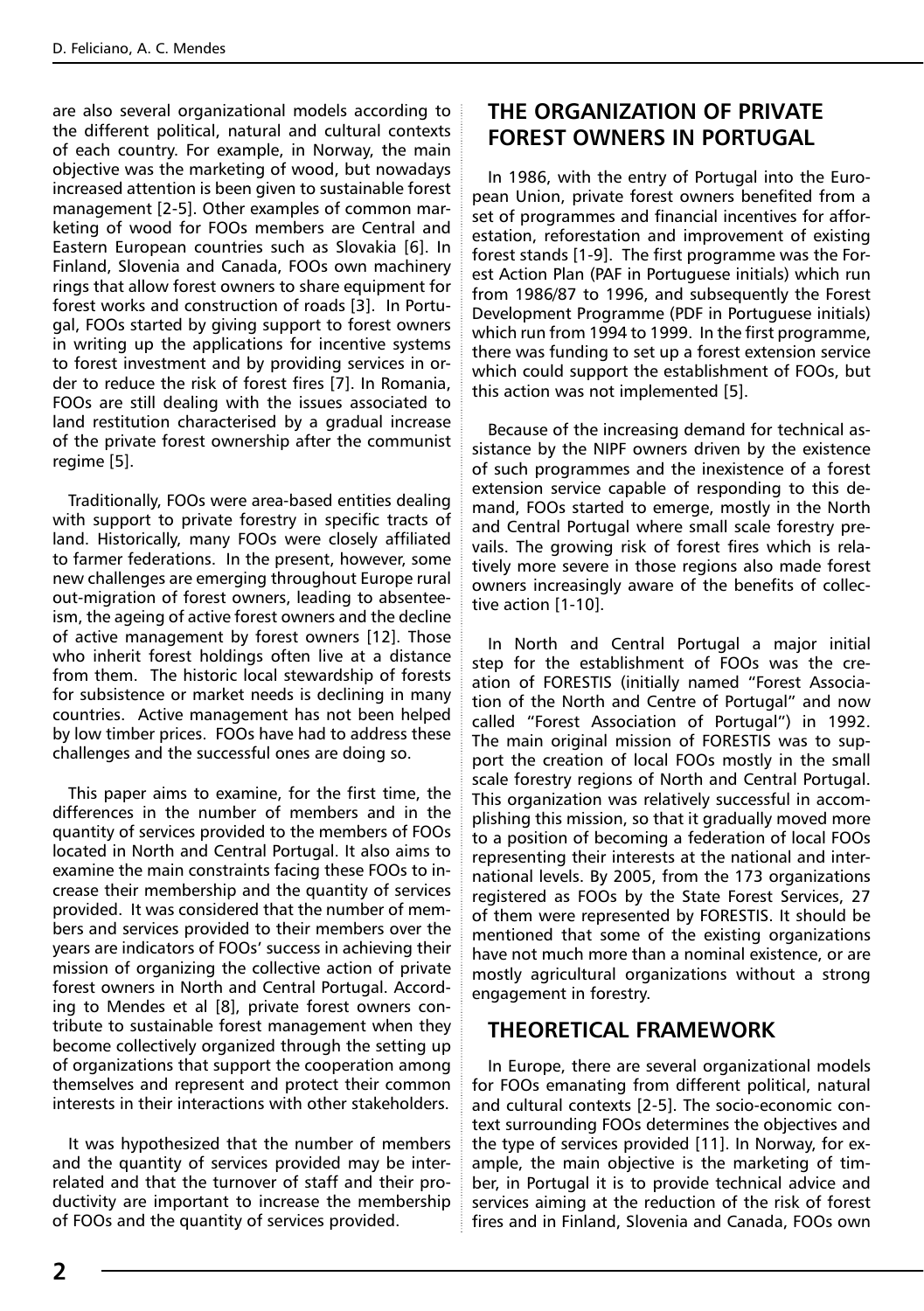are also several organizational models according to the different political, natural and cultural contexts of each country. For example, in Norway, the main objective was the marketing of wood, but nowadays increased attention is been given to sustainable forest management [2-5]. Other examples of common marketing of wood for FOOs members are Central and Eastern European countries such as Slovakia [6]. In Finland, Slovenia and Canada, FOOs own machinery rings that allow forest owners to share equipment for forest works and construction of roads [3]. In Portugal, FOOs started by giving support to forest owners in writing up the applications for incentive systems to forest investment and by providing services in order to reduce the risk of forest fires [7]. In Romania, FOOs are still dealing with the issues associated to land restitution characterised by a gradual increase of the private forest ownership after the communist regime [5].

Traditionally, FOOs were area-based entities dealing with support to private forestry in specific tracts of land. Historically, many FOOs were closely affiliated to farmer federations. In the present, however, some new challenges are emerging throughout Europe rural out-migration of forest owners, leading to absenteeism, the ageing of active forest owners and the decline of active management by forest owners [12]. Those who inherit forest holdings often live at a distance from them. The historic local stewardship of forests for subsistence or market needs is declining in many countries. Active management has not been helped by low timber prices. FOOs have had to address these challenges and the successful ones are doing so.

This paper aims to examine, for the first time, the differences in the number of members and in the quantity of services provided to the members of FOOs located in North and Central Portugal. It also aims to examine the main constraints facing these FOOs to increase their membership and the quantity of services provided. It was considered that the number of members and services provided to their members over the years are indicators of FOOs' success in achieving their mission of organizing the collective action of private forest owners in North and Central Portugal. According to Mendes et al [8], private forest owners contribute to sustainable forest management when they become collectively organized through the setting up of organizations that support the cooperation among themselves and represent and protect their common interests in their interactions with other stakeholders.

It was hypothesized that the number of members and the quantity of services provided may be interrelated and that the turnover of staff and their productivity are important to increase the membership of FOOs and the quantity of services provided.

## THE ORGANIZATION OF PRIVATE FOREST OWNERS IN PORTUGAL

In 1986, with the entry of Portugal into the European Union, private forest owners benefited from a set of programmes and financial incentives for afforestation, reforestation and improvement of existing forest stands [1-9]. The first programme was the Forest Action Plan (PAF in Portuguese initials) which run from 1986/87 to 1996, and subsequently the Forest Development Programme (PDF in Portuguese initials) which run from 1994 to 1999. In the first programme, there was funding to set up a forest extension service which could support the establishment of FOOs, but this action was not implemented [5].

Because of the increasing demand for technical assistance by the NIPF owners driven by the existence of such programmes and the inexistence of a forest extension service capable of responding to this demand, FOOs started to emerge, mostly in the North and Central Portugal where small scale forestry prevails. The growing risk of forest fires which is relatively more severe in those regions also made forest owners increasingly aware of the benefits of collective action [1-10].

In North and Central Portugal a major initial step for the establishment of FOOs was the creation of FORESTIS (initially named "Forest Association of the North and Centre of Portugal" and now called "Forest Association of Portugal") in 1992. The main original mission of FORESTIS was to support the creation of local FOOs mostly in the small scale forestry regions of North and Central Portugal. This organization was relatively successful in accomplishing this mission, so that it gradually moved more to a position of becoming a federation of local FOOs representing their interests at the national and international levels. By 2005, from the 173 organizations registered as FOOs by the State Forest Services, 27 of them were represented by FORESTIS. It should be mentioned that some of the existing organizations have not much more than a nominal existence, or are mostly agricultural organizations without a strong engagement in forestry.

## THEORETICAL FRAMEWORK

In Europe, there are several organizational models for FOOs emanating from different political, natural and cultural contexts [2-5]. The socio-economic context surrounding FOOs determines the objectives and the type of services provided [11]. In Norway, for example, the main objective is the marketing of timber, in Portugal it is to provide technical advice and services aiming at the reduction of the risk of forest fires and in Finland, Slovenia and Canada, FOOs own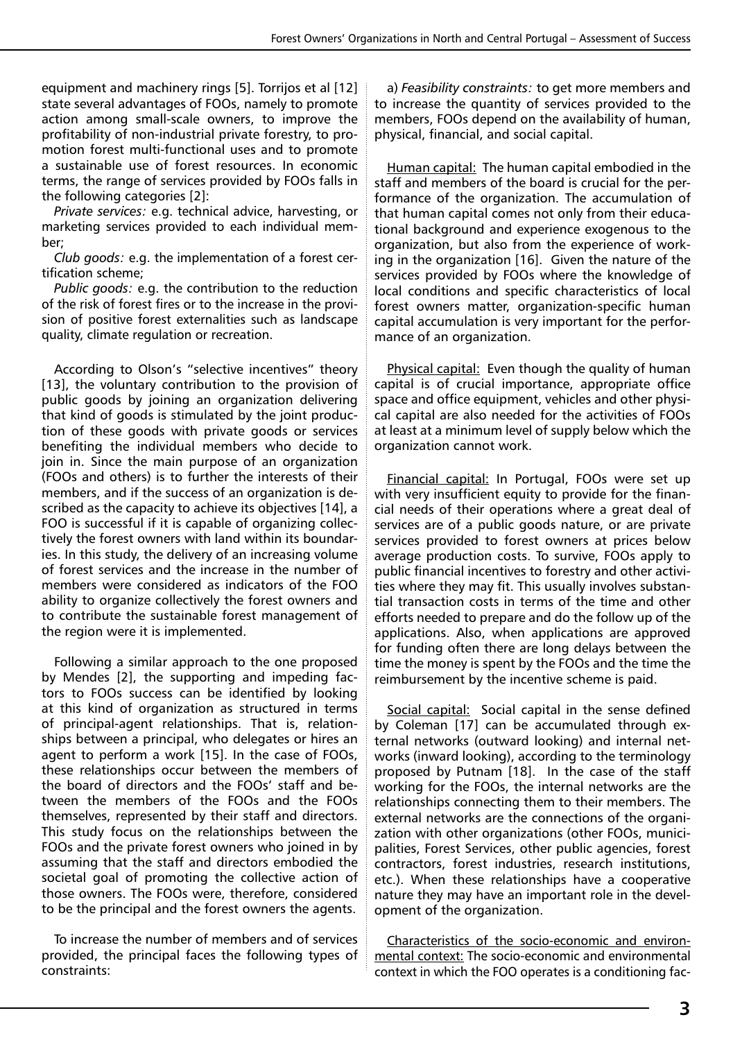equipment and machinery rings [5]. Torrijos et al [12] state several advantages of FOOs, namely to promote action among small-scale owners, to improve the profitability of non-industrial private forestry, to promotion forest multi-functional uses and to promote a sustainable use of forest resources. In economic terms, the range of services provided by FOOs falls in the following categories [2]:

*Private services:* e.g. technical advice, harvesting, or marketing services provided to each individual member;

*Club goods:* e.g. the implementation of a forest certification scheme;

*Public goods:* e.g. the contribution to the reduction of the risk of forest fires or to the increase in the provision of positive forest externalities such as landscape quality, climate regulation or recreation.

According to Olson's "selective incentives" theory [13], the voluntary contribution to the provision of public goods by joining an organization delivering that kind of goods is stimulated by the joint production of these goods with private goods or services benefiting the individual members who decide to join in. Since the main purpose of an organization (FOOs and others) is to further the interests of their members, and if the success of an organization is described as the capacity to achieve its objectives [14], a FOO is successful if it is capable of organizing collectively the forest owners with land within its boundaries. In this study, the delivery of an increasing volume of forest services and the increase in the number of members were considered as indicators of the FOO ability to organize collectively the forest owners and to contribute the sustainable forest management of the region were it is implemented.

Following a similar approach to the one proposed by Mendes [2], the supporting and impeding factors to FOOs success can be identified by looking at this kind of organization as structured in terms of principal-agent relationships. That is, relationships between a principal, who delegates or hires an agent to perform a work [15]. In the case of FOOs, these relationships occur between the members of the board of directors and the FOOs' staff and between the members of the FOOs and the FOOs themselves, represented by their staff and directors. This study focus on the relationships between the FOOs and the private forest owners who joined in by assuming that the staff and directors embodied the societal goal of promoting the collective action of those owners. The FOOs were, therefore, considered to be the principal and the forest owners the agents.

To increase the number of members and of services provided, the principal faces the following types of constraints:

a) *Feasibility constraints:* to get more members and to increase the quantity of services provided to the members, FOOs depend on the availability of human, physical, financial, and social capital.

Human capital: The human capital embodied in the staff and members of the board is crucial for the performance of the organization. The accumulation of that human capital comes not only from their educational background and experience exogenous to the organization, but also from the experience of working in the organization [16]. Given the nature of the services provided by FOOs where the knowledge of local conditions and specific characteristics of local forest owners matter, organization-specific human capital accumulation is very important for the performance of an organization.

Physical capital: Even though the quality of human capital is of crucial importance, appropriate office space and office equipment, vehicles and other physical capital are also needed for the activities of FOOs at least at a minimum level of supply below which the organization cannot work.

Financial capital: In Portugal, FOOs were set up with very insufficient equity to provide for the financial needs of their operations where a great deal of services are of a public goods nature, or are private services provided to forest owners at prices below average production costs. To survive, FOOs apply to public financial incentives to forestry and other activities where they may fit. This usually involves substantial transaction costs in terms of the time and other efforts needed to prepare and do the follow up of the applications. Also, when applications are approved for funding often there are long delays between the time the money is spent by the FOOs and the time the reimbursement by the incentive scheme is paid.

Social capital: Social capital in the sense defined by Coleman [17] can be accumulated through external networks (outward looking) and internal networks (inward looking), according to the terminology proposed by Putnam [18]. In the case of the staff working for the FOOs, the internal networks are the relationships connecting them to their members. The external networks are the connections of the organization with other organizations (other FOOs, municipalities, Forest Services, other public agencies, forest contractors, forest industries, research institutions, etc.). When these relationships have a cooperative nature they may have an important role in the development of the organization.

Characteristics of the socio-economic and environmental context: The socio-economic and environmental context in which the FOO operates is a conditioning fac-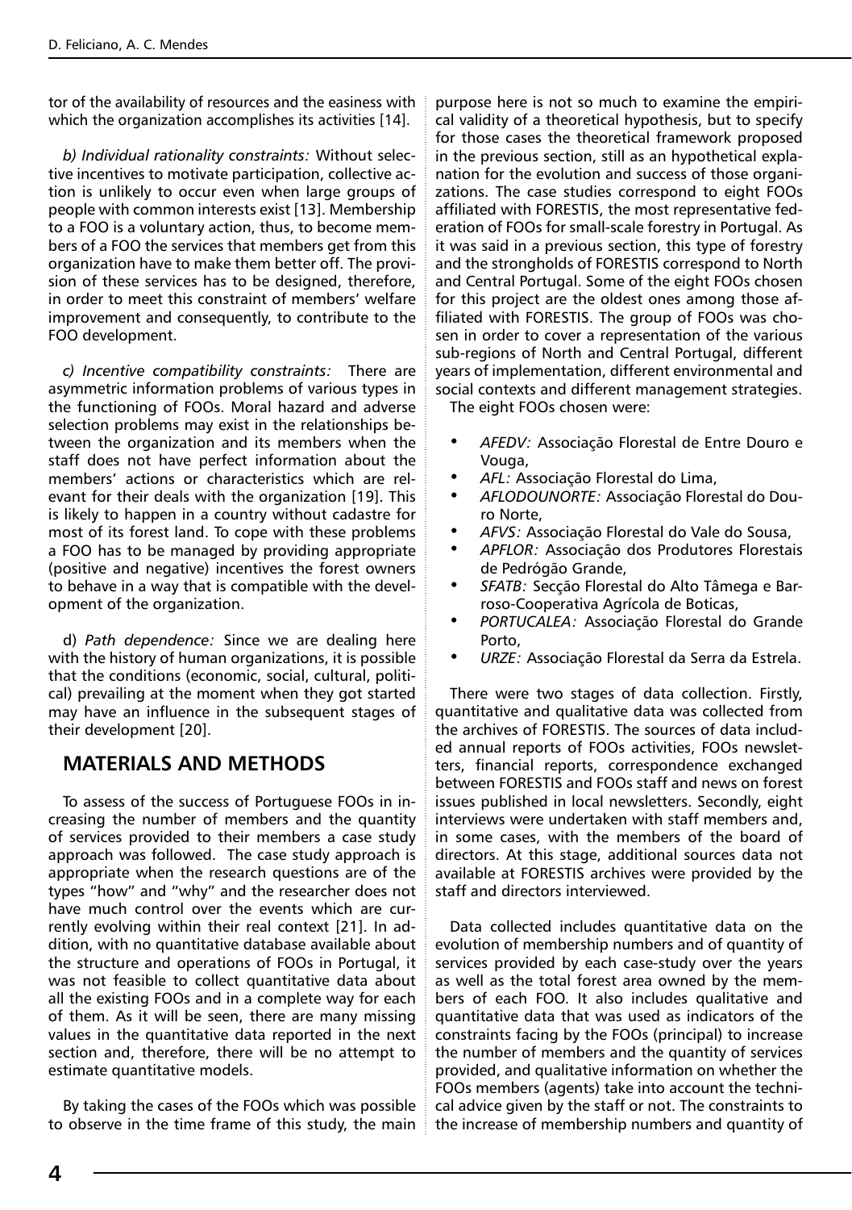tor of the availability of resources and the easiness with which the organization accomplishes its activities [14].

*b) Individual rationality constraints:* Without selective incentives to motivate participation, collective action is unlikely to occur even when large groups of people with common interests exist [13]. Membership to a FOO is a voluntary action, thus, to become members of a FOO the services that members get from this organization have to make them better off. The provision of these services has to be designed, therefore, in order to meet this constraint of members' welfare improvement and consequently, to contribute to the FOO development.

*c) Incentive compatibility constraints:* There are asymmetric information problems of various types in the functioning of FOOs. Moral hazard and adverse selection problems may exist in the relationships between the organization and its members when the staff does not have perfect information about the members' actions or characteristics which are relevant for their deals with the organization [19]. This is likely to happen in a country without cadastre for most of its forest land. To cope with these problems a FOO has to be managed by providing appropriate (positive and negative) incentives the forest owners to behave in a way that is compatible with the development of the organization.

d) *Path dependence:* Since we are dealing here with the history of human organizations, it is possible that the conditions (economic, social, cultural, political) prevailing at the moment when they got started may have an influence in the subsequent stages of their development [20].

## MATERIALS AND METHODS

To assess of the success of Portuguese FOOs in increasing the number of members and the quantity of services provided to their members a case study approach was followed. The case study approach is appropriate when the research questions are of the types "how" and "why" and the researcher does not have much control over the events which are currently evolving within their real context [21]. In addition, with no quantitative database available about the structure and operations of FOOs in Portugal, it was not feasible to collect quantitative data about all the existing FOOs and in a complete way for each of them. As it will be seen, there are many missing values in the quantitative data reported in the next section and, therefore, there will be no attempt to estimate quantitative models.

By taking the cases of the FOOs which was possible to observe in the time frame of this study, the main purpose here is not so much to examine the empirical validity of a theoretical hypothesis, but to specify for those cases the theoretical framework proposed in the previous section, still as an hypothetical explanation for the evolution and success of those organizations. The case studies correspond to eight FOOs affiliated with FORESTIS, the most representative federation of FOOs for small-scale forestry in Portugal. As it was said in a previous section, this type of forestry and the strongholds of FORESTIS correspond to North and Central Portugal. Some of the eight FOOs chosen for this project are the oldest ones among those affiliated with FORESTIS. The group of FOOs was chosen in order to cover a representation of the various sub-regions of North and Central Portugal, different years of implementation, different environmental and social contexts and different management strategies.

The eight FOOs chosen were:

- *AFEDV:* Associação Florestal de Entre Douro e Vouga,
- *AFL:* Associação Florestal do Lima,
- *AFLODOUNORTE:* Associação Florestal do Douro Norte,
- *AFVS:* Associação Florestal do Vale do Sousa,
- *APFLOR:* Associação dos Produtores Florestais de Pedrógão Grande,
- *SFATB:* Secção Florestal do Alto Tâmega e Barroso-Cooperativa Agrícola de Boticas,
- *PORTUCALEA:* Associação Florestal do Grande Porto,
- *URZE:* Associação Florestal da Serra da Estrela.

There were two stages of data collection. Firstly, quantitative and qualitative data was collected from the archives of FORESTIS. The sources of data included annual reports of FOOs activities, FOOs newsletters, financial reports, correspondence exchanged between FORESTIS and FOOs staff and news on forest issues published in local newsletters. Secondly, eight interviews were undertaken with staff members and, in some cases, with the members of the board of directors. At this stage, additional sources data not available at FORESTIS archives were provided by the staff and directors interviewed.

Data collected includes quantitative data on the evolution of membership numbers and of quantity of services provided by each case-study over the years as well as the total forest area owned by the members of each FOO. It also includes qualitative and quantitative data that was used as indicators of the constraints facing by the FOOs (principal) to increase the number of members and the quantity of services provided, and qualitative information on whether the FOOs members (agents) take into account the technical advice given by the staff or not. The constraints to the increase of membership numbers and quantity of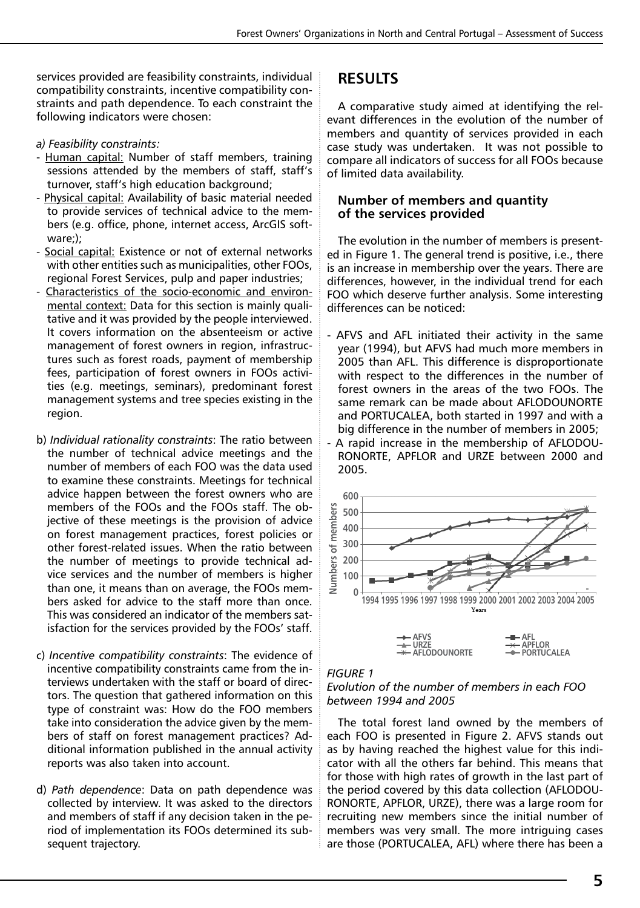services provided are feasibility constraints, individual compatibility constraints, incentive compatibility constraints and path dependence. To each constraint the following indicators were chosen:

*a) Feasibility constraints:*

- Human capital: Number of staff members, training sessions attended by the members of staff, staff's turnover, staff's high education background;
- Physical capital: Availability of basic material needed to provide services of technical advice to the members (e.g. office, phone, internet access, ArcGIS software;);
- Social capital: Existence or not of external networks with other entities such as municipalities, other FOOs, regional Forest Services, pulp and paper industries;
- Characteristics of the socio-economic and environmental context: Data for this section is mainly qualitative and it was provided by the people interviewed. It covers information on the absenteeism or active management of forest owners in region, infrastructures such as forest roads, payment of membership fees, participation of forest owners in FOOs activities (e.g. meetings, seminars), predominant forest management systems and tree species existing in the region.

b) *Individual rationality constraints*: The ratio between the number of technical advice meetings and the number of members of each FOO was the data used to examine these constraints. Meetings for technical advice happen between the forest owners who are members of the FOOs and the FOOs staff. The objective of these meetings is the provision of advice on forest management practices, forest policies or other forest-related issues. When the ratio between the number of meetings to provide technical advice services and the number of members is higher than one, it means than on average, the FOOs members asked for advice to the staff more than once. This was considered an indicator of the members satisfaction for the services provided by the FOOs' staff.

c) *Incentive compatibility constraints*: The evidence of incentive compatibility constraints came from the interviews undertaken with the staff or board of directors. The question that gathered information on this type of constraint was: How do the FOO members take into consideration the advice given by the members of staff on forest management practices? Additional information published in the annual activity reports was also taken into account.

d) *Path dependence*: Data on path dependence was collected by interview. It was asked to the directors and members of staff if any decision taken in the period of implementation its FOOs determined its subsequent trajectory.

## RESULTS

A comparative study aimed at identifying the relevant differences in the evolution of the number of members and quantity of services provided in each case study was undertaken. It was not possible to compare all indicators of success for all FOOs because of limited data availability.

### Number of members and quantity of the services provided

The evolution in the number of members is presented in Figure 1. The general trend is positive, i.e., there is an increase in membership over the years. There are differences, however, in the individual trend for each FOO which deserve further analysis. Some interesting differences can be noticed:

- AFVS and AFL initiated their activity in the same year (1994), but AFVS had much more members in 2005 than AFL. This difference is disproportionate with respect to the differences in the number of forest owners in the areas of the two FOOs. The same remark can be made about AFLODOUNORTE and PORTUCALEA, both started in 1997 and with a big difference in the number of members in 2005;
- A rapid increase in the membership of AFLODOURONORTE, APFLOR and URZE between 2000 and 2005.

*FIGURE 1*
*Evolution of the number of members in each FOO between 1994 and 2005*

The total forest land owned by the members of each FOO is presented in Figure 2. AFVS stands out as by having reached the highest value for this indicator with all the others far behind. This means that for those with high rates of growth in the last part of the period covered by this data collection (AFLODOURONORTE, APFLOR, URZE), there was a large room for recruiting new members since the initial number of members was very small. The more intriguing cases are those (PORTUCALEA, AFL) where there has been a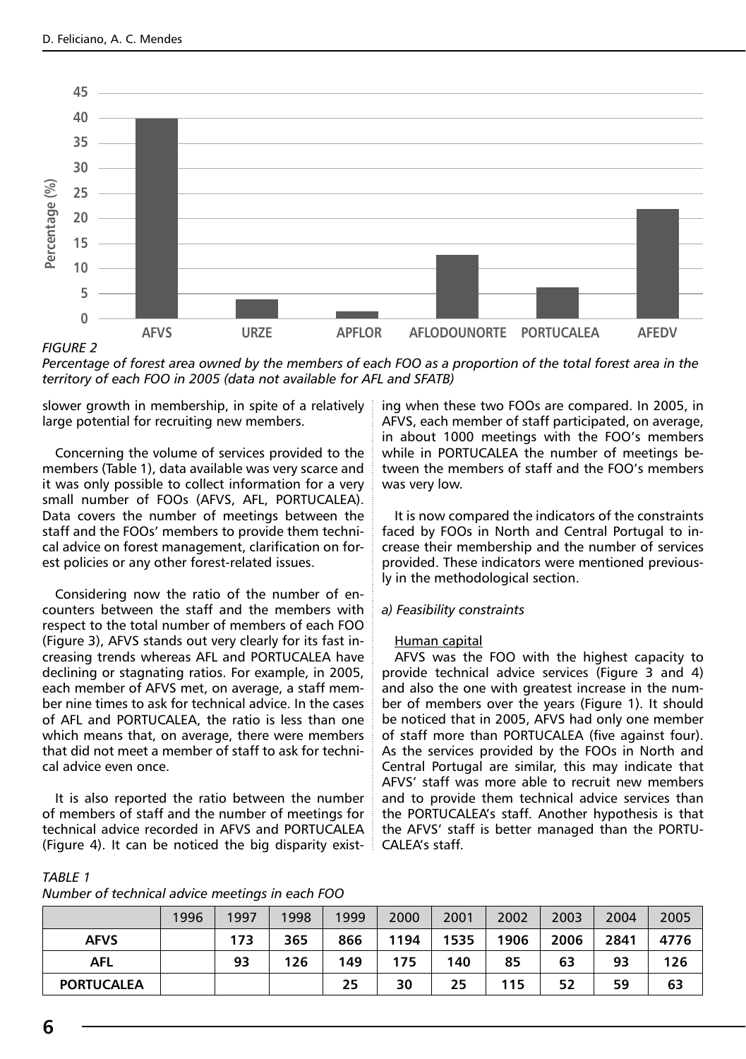*FIGURE 2*
*Percentage of forest area owned by the members of each FOO as a proportion of the total forest area in the territory of each FOO in 2005 (data not available for AFL and SFATB)*

slower growth in membership, in spite of a relatively large potential for recruiting new members.

Concerning the volume of services provided to the members (Table 1), data available was very scarce and it was only possible to collect information for a very small number of FOOs (AFVS, AFL, PORTUCALEA). Data covers the number of meetings between the staff and the FOOs' members to provide them technical advice on forest management, clarification on forest policies or any other forest-related issues.

Considering now the ratio of the number of encounters between the staff and the members with respect to the total number of members of each FOO (Figure 3), AFVS stands out very clearly for its fast increasing trends whereas AFL and PORTUCALEA have declining or stagnating ratios. For example, in 2005, each member of AFVS met, on average, a staff member nine times to ask for technical advice. In the cases of AFL and PORTUCALEA, the ratio is less than one which means that, on average, there were members that did not meet a member of staff to ask for technical advice even once.

It is also reported the ratio between the number of members of staff and the number of meetings for technical advice recorded in AFVS and PORTUCALEA (Figure 4). It can be noticed the big disparity existing when these two FOOs are compared. In 2005, in AFVS, each member of staff participated, on average, in about 1000 meetings with the FOO's members while in PORTUCALEA the number of meetings between the members of staff and the FOO's members was very low.

It is now compared the indicators of the constraints faced by FOOs in North and Central Portugal to increase their membership and the number of services provided. These indicators were mentioned previously in the methodological section.

*a) Feasibility constraints*

Human capital

AFVS was the FOO with the highest capacity to provide technical advice services (Figure 3 and 4) and also the one with greatest increase in the number of members over the years (Figure 1). It should be noticed that in 2005, AFVS had only one member of staff more than PORTUCALEA (five against four). As the services provided by the FOOs in North and Central Portugal are similar, this may indicate that AFVS' staff was more able to recruit new members and to provide them technical advice services than the PORTUCALEA's staff. Another hypothesis is that the AFVS' staff is better managed than the PORTUCALEA's staff.

*TABLE 1*
*Number of technical advice meetings in each FOO*

| | 1996 | 1997 | 1998 | 1999 | 2000 | 2001 | 2002 | 2003 | 2004 | 2005 |
|---|---|---|---|---|---|---|---|---|---|---|
| **AFVS** | | **173** | **365** | **866** | **1194** | **1535** | **1906** | **2006** | **2841** | **4776** |
| **AFL** | | **93** | **126** | **149** | **175** | **140** | **85** | **63** | **93** | **126** |
| **PORTUCALEA** | | | | **25** | **30** | **25** | **115** | **52** | **59** | **63** |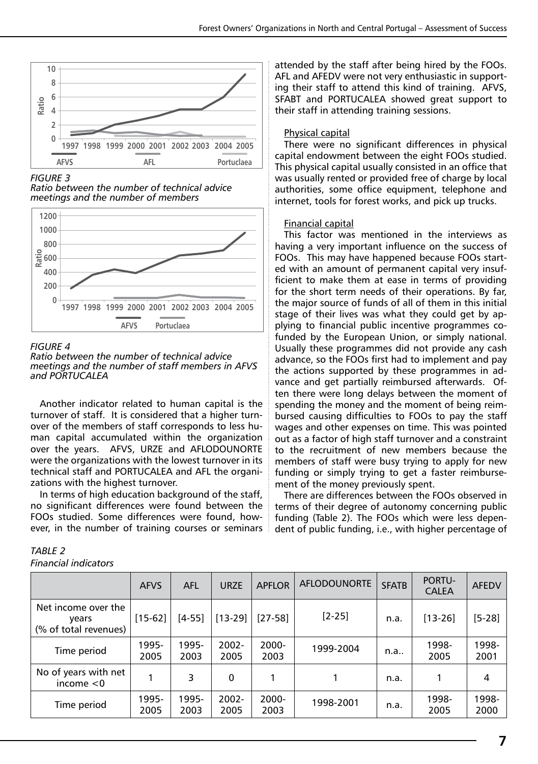*FIGURE 3*
*Ratio between the number of technical advice meetings and the number of members*

*FIGURE 4*
*Ratio between the number of technical advice meetings and the number of staff members in AFVS and PORTUCALEA*

Another indicator related to human capital is the turnover of staff. It is considered that a higher turnover of the members of staff corresponds to less human capital accumulated within the organization over the years. AFVS, URZE and AFLODOUNORTE were the organizations with the lowest turnover in its technical staff and PORTUCALEA and AFL the organizations with the highest turnover.

In terms of high education background of the staff, no significant differences were found between the FOOs studied. Some differences were found, however, in the number of training courses or seminars attended by the staff after being hired by the FOOs. AFL and AFEDV were not very enthusiastic in supporting their staff to attend this kind of training. AFVS, SFABT and PORTUCALEA showed great support to their staff in attending training sessions.

Physical capital

There were no significant differences in physical capital endowment between the eight FOOs studied. This physical capital usually consisted in an office that was usually rented or provided free of charge by local authorities, some office equipment, telephone and internet, tools for forest works, and pick up trucks.

Financial capital

This factor was mentioned in the interviews as having a very important influence on the success of FOOs. This may have happened because FOOs started with an amount of permanent capital very insufficient to make them at ease in terms of providing for the short term needs of their operations. By far, the major source of funds of all of them in this initial stage of their lives was what they could get by applying to financial public incentive programmes co-funded by the European Union, or simply national. Usually these programmes did not provide any cash advance, so the FOOs first had to implement and pay the actions supported by these programmes in advance and get partially reimbursed afterwards. Often there were long delays between the moment of spending the money and the moment of being reimbursed causing difficulties to FOOs to pay the staff wages and other expenses on time. This was pointed out as a factor of high staff turnover and a constraint to the recruitment of new members because the members of staff were busy trying to apply for new funding or simply trying to get a faster reimbursement of the money previously spent.

There are differences between the FOOs observed in terms of their degree of autonomy concerning public funding (Table 2). The FOOs which were less dependent of public funding, i.e., with higher percentage of

*TABLE 2*
*Financial indicators*

| | AFVS | AFL | URZE | APFLOR | AFLODOUNORTE | SFATB | PORTU-CALEA | AFEDV |
|---|---|---|---|---|---|---|---|---|
| Net income over the years (% of total revenues) | [15-62] | [4-55] | [13-29] | [27-58] | [2-25] | n.a. | [13-26] | [5-28] |
| Time period | 1995-2005 | 1995-2003 | 2002-2005 | 2000-2003 | 1999-2004 | n.a.. | 1998-2005 | 1998-2001 |
| No of years with net income <0 | 1 | 3 | 0 | 1 | 1 | n.a. | 1 | 4 |
| Time period | 1995-2005 | 1995-2003 | 2002-2005 | 2000-2003 | 1998-2001 | n.a. | 1998-2005 | 1998-2000 |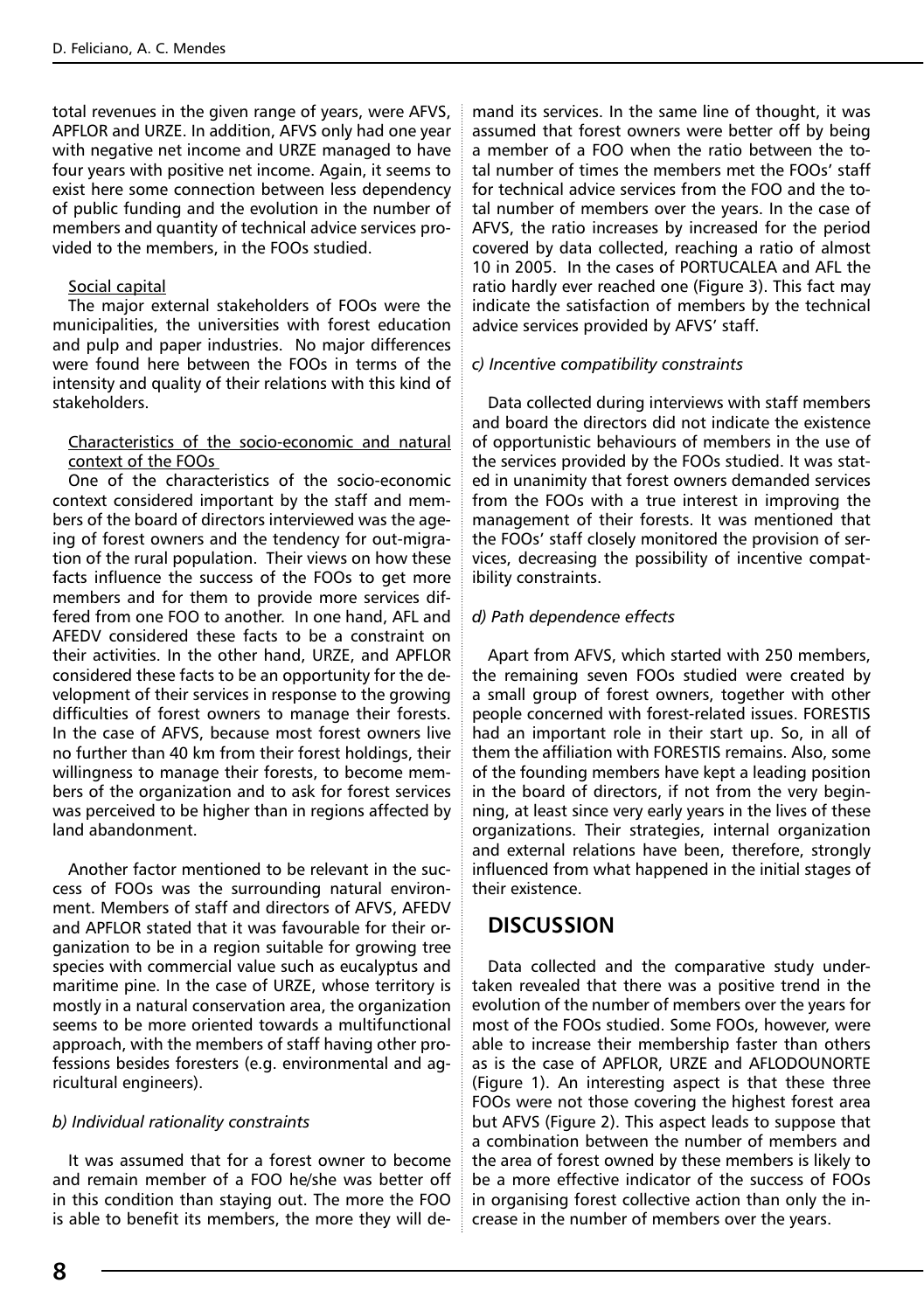total revenues in the given range of years, were AFVS, APFLOR and URZE. In addition, AFVS only had one year with negative net income and URZE managed to have four years with positive net income. Again, it seems to exist here some connection between less dependency of public funding and the evolution in the number of members and quantity of technical advice services provided to the members, in the FOOs studied.

Social capital

The major external stakeholders of FOOs were the municipalities, the universities with forest education and pulp and paper industries. No major differences were found here between the FOOs in terms of the intensity and quality of their relations with this kind of stakeholders.

Characteristics of the socio-economic and natural context of the FOOs

One of the characteristics of the socio-economic context considered important by the staff and members of the board of directors interviewed was the ageing of forest owners and the tendency for out-migration of the rural population. Their views on how these facts influence the success of the FOOs to get more members and for them to provide more services differed from one FOO to another. In one hand, AFL and AFEDV considered these facts to be a constraint on their activities. In the other hand, URZE, and APFLOR considered these facts to be an opportunity for the development of their services in response to the growing difficulties of forest owners to manage their forests. In the case of AFVS, because most forest owners live no further than 40 km from their forest holdings, their willingness to manage their forests, to become members of the organization and to ask for forest services was perceived to be higher than in regions affected by land abandonment.

Another factor mentioned to be relevant in the success of FOOs was the surrounding natural environment. Members of staff and directors of AFVS, AFEDV and APFLOR stated that it was favourable for their organization to be in a region suitable for growing tree species with commercial value such as eucalyptus and maritime pine. In the case of URZE, whose territory is mostly in a natural conservation area, the organization seems to be more oriented towards a multifunctional approach, with the members of staff having other professions besides foresters (e.g. environmental and agricultural engineers).

*b) Individual rationality constraints*

It was assumed that for a forest owner to become and remain member of a FOO he/she was better off in this condition than staying out. The more the FOO is able to benefit its members, the more they will demand its services. In the same line of thought, it was assumed that forest owners were better off by being a member of a FOO when the ratio between the total number of times the members met the FOOs' staff for technical advice services from the FOO and the total number of members over the years. In the case of AFVS, the ratio increases by increased for the period covered by data collected, reaching a ratio of almost 10 in 2005. In the cases of PORTUCALEA and AFL the ratio hardly ever reached one (Figure 3). This fact may indicate the satisfaction of members by the technical advice services provided by AFVS' staff.

*c) Incentive compatibility constraints*

Data collected during interviews with staff members and board the directors did not indicate the existence of opportunistic behaviours of members in the use of the services provided by the FOOs studied. It was stated in unanimity that forest owners demanded services from the FOOs with a true interest in improving the management of their forests. It was mentioned that the FOOs' staff closely monitored the provision of services, decreasing the possibility of incentive compatibility constraints.

*d) Path dependence effects*

Apart from AFVS, which started with 250 members, the remaining seven FOOs studied were created by a small group of forest owners, together with other people concerned with forest-related issues. FORESTIS had an important role in their start up. So, in all of them the affiliation with FORESTIS remains. Also, some of the founding members have kept a leading position in the board of directors, if not from the very beginning, at least since very early years in the lives of these organizations. Their strategies, internal organization and external relations have been, therefore, strongly influenced from what happened in the initial stages of their existence.

## DISCUSSION

Data collected and the comparative study undertaken revealed that there was a positive trend in the evolution of the number of members over the years for most of the FOOs studied. Some FOOs, however, were able to increase their membership faster than others as is the case of APFLOR, URZE and AFLODOUNORTE (Figure 1). An interesting aspect is that these three FOOs were not those covering the highest forest area but AFVS (Figure 2). This aspect leads to suppose that a combination between the number of members and the area of forest owned by these members is likely to be a more effective indicator of the success of FOOs in organising forest collective action than only the increase in the number of members over the years.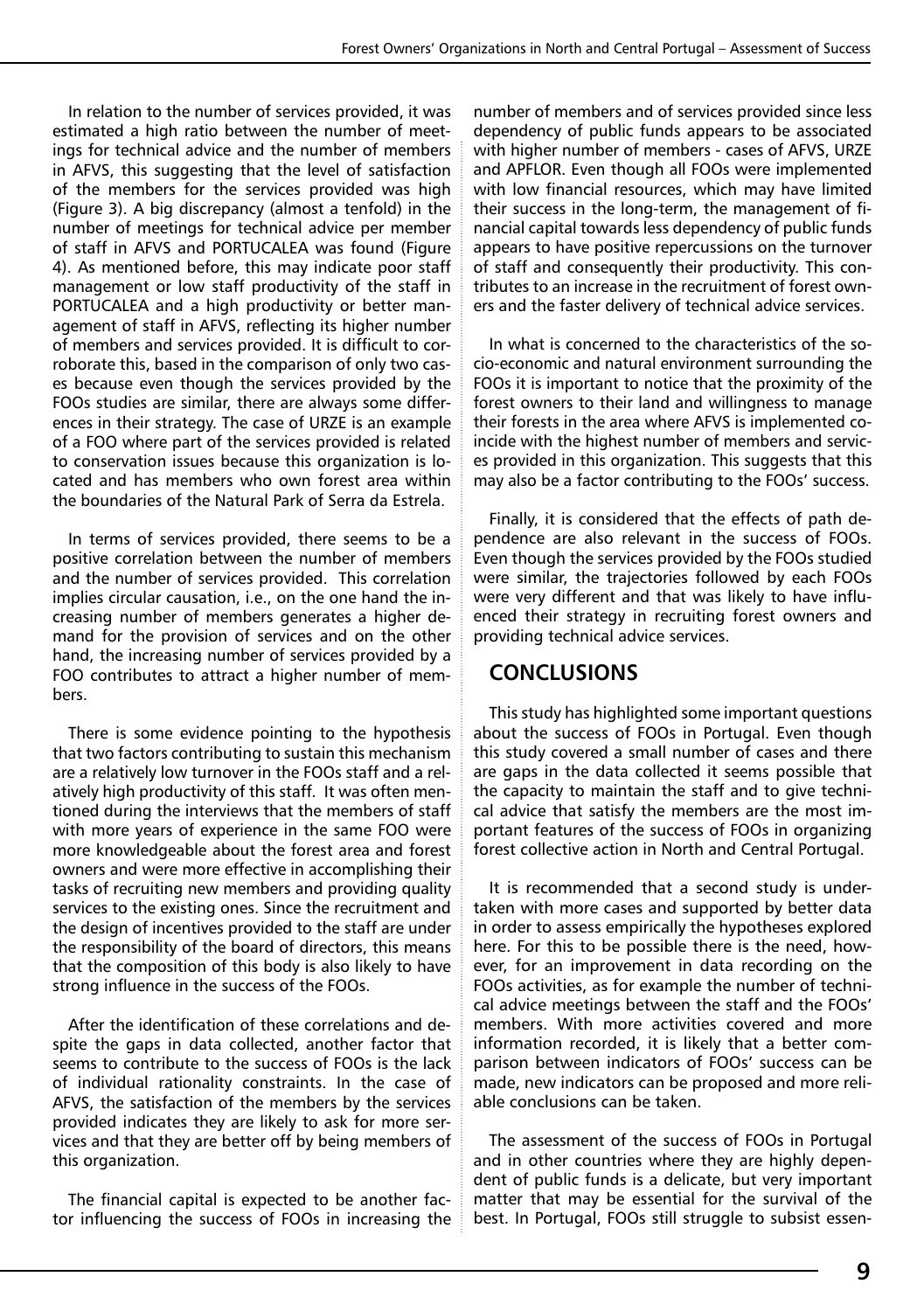In relation to the number of services provided, it was estimated a high ratio between the number of meetings for technical advice and the number of members in AFVS, this suggesting that the level of satisfaction of the members for the services provided was high (Figure 3). A big discrepancy (almost a tenfold) in the number of meetings for technical advice per member of staff in AFVS and PORTUCALEA was found (Figure 4). As mentioned before, this may indicate poor staff management or low staff productivity of the staff in PORTUCALEA and a high productivity or better management of staff in AFVS, reflecting its higher number of members and services provided. It is difficult to corroborate this, based in the comparison of only two cases because even though the services provided by the FOOs studies are similar, there are always some differences in their strategy. The case of URZE is an example of a FOO where part of the services provided is related to conservation issues because this organization is located and has members who own forest area within the boundaries of the Natural Park of Serra da Estrela.

In terms of services provided, there seems to be a positive correlation between the number of members and the number of services provided. This correlation implies circular causation, i.e., on the one hand the increasing number of members generates a higher demand for the provision of services and on the other hand, the increasing number of services provided by a FOO contributes to attract a higher number of members.

There is some evidence pointing to the hypothesis that two factors contributing to sustain this mechanism are a relatively low turnover in the FOOs staff and a relatively high productivity of this staff. It was often mentioned during the interviews that the members of staff with more years of experience in the same FOO were more knowledgeable about the forest area and forest owners and were more effective in accomplishing their tasks of recruiting new members and providing quality services to the existing ones. Since the recruitment and the design of incentives provided to the staff are under the responsibility of the board of directors, this means that the composition of this body is also likely to have strong influence in the success of the FOOs.

After the identification of these correlations and despite the gaps in data collected, another factor that seems to contribute to the success of FOOs is the lack of individual rationality constraints. In the case of AFVS, the satisfaction of the members by the services provided indicates they are likely to ask for more services and that they are better off by being members of this organization.

The financial capital is expected to be another factor influencing the success of FOOs in increasing the number of members and of services provided since less dependency of public funds appears to be associated with higher number of members - cases of AFVS, URZE and APFLOR. Even though all FOOs were implemented with low financial resources, which may have limited their success in the long-term, the management of financial capital towards less dependency of public funds appears to have positive repercussions on the turnover of staff and consequently their productivity. This contributes to an increase in the recruitment of forest owners and the faster delivery of technical advice services.

In what is concerned to the characteristics of the socio-economic and natural environment surrounding the FOOs it is important to notice that the proximity of the forest owners to their land and willingness to manage their forests in the area where AFVS is implemented coincide with the highest number of members and services provided in this organization. This suggests that this may also be a factor contributing to the FOOs' success.

Finally, it is considered that the effects of path dependence are also relevant in the success of FOOs. Even though the services provided by the FOOs studied were similar, the trajectories followed by each FOOs were very different and that was likely to have influenced their strategy in recruiting forest owners and providing technical advice services.

## CONCLUSIONS

This study has highlighted some important questions about the success of FOOs in Portugal. Even though this study covered a small number of cases and there are gaps in the data collected it seems possible that the capacity to maintain the staff and to give technical advice that satisfy the members are the most important features of the success of FOOs in organizing forest collective action in North and Central Portugal.

It is recommended that a second study is undertaken with more cases and supported by better data in order to assess empirically the hypotheses explored here. For this to be possible there is the need, however, for an improvement in data recording on the FOOs activities, as for example the number of technical advice meetings between the staff and the FOOs' members. With more activities covered and more information recorded, it is likely that a better comparison between indicators of FOOs' success can be made, new indicators can be proposed and more reliable conclusions can be taken.

The assessment of the success of FOOs in Portugal and in other countries where they are highly dependent of public funds is a delicate, but very important matter that may be essential for the survival of the best. In Portugal, FOOs still struggle to subsist essen-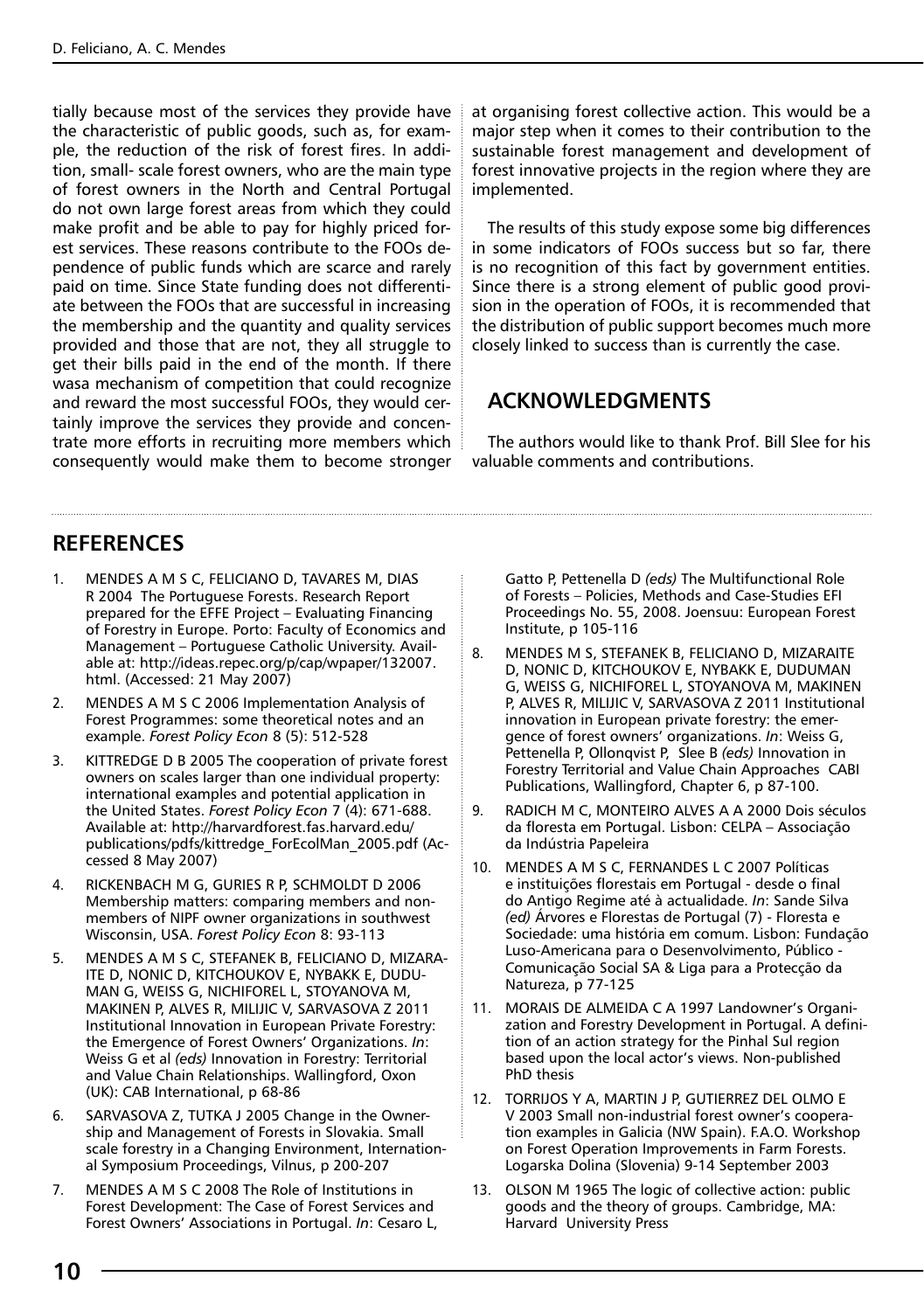tially because most of the services they provide have the characteristic of public goods, such as, for example, the reduction of the risk of forest fires. In addition, small- scale forest owners, who are the main type of forest owners in the North and Central Portugal do not own large forest areas from which they could make profit and be able to pay for highly priced forest services. These reasons contribute to the FOOs dependence of public funds which are scarce and rarely paid on time. Since State funding does not differentiate between the FOOs that are successful in increasing the membership and the quantity and quality services provided and those that are not, they all struggle to get their bills paid in the end of the month. If there wasa mechanism of competition that could recognize and reward the most successful FOOs, they would certainly improve the services they provide and concentrate more efforts in recruiting more members which consequently would make them to become stronger at organising forest collective action. This would be a major step when it comes to their contribution to the sustainable forest management and development of forest innovative projects in the region where they are implemented.

The results of this study expose some big differences in some indicators of FOOs success but so far, there is no recognition of this fact by government entities. Since there is a strong element of public good provision in the operation of FOOs, it is recommended that the distribution of public support becomes much more closely linked to success than is currently the case.

## ACKNOWLEDGMENTS

The authors would like to thank Prof. Bill Slee for his valuable comments and contributions.

## REFERENCES

1. MENDES A M S C, FELICIANO D, TAVARES M, DIAS R 2004 The Portuguese Forests. Research Report prepared for the EFFE Project – Evaluating Financing of Forestry in Europe. Porto: Faculty of Economics and Management – Portuguese Catholic University. Available at: http://ideas.repec.org/p/cap/wpaper/132007.html. (Accessed: 21 May 2007)
2. MENDES A M S C 2006 Implementation Analysis of Forest Programmes: some theoretical notes and an example. *Forest Policy Econ* 8 (5): 512-528
3. KITTREDGE D B 2005 The cooperation of private forest owners on scales larger than one individual property: international examples and potential application in the United States. *Forest Policy Econ* 7 (4): 671-688. Available at: http://harvardforest.fas.harvard.edu/publications/pdfs/kittredge_ForEcolMan_2005.pdf (Accessed 8 May 2007)
4. RICKENBACH M G, GURIES R P, SCHMOLDT D 2006 Membership matters: comparing members and non-members of NIPF owner organizations in southwest Wisconsin, USA. *Forest Policy Econ* 8: 93-113
5. MENDES A M S C, STEFANEK B, FELICIANO D, MIZARAITE D, NONIC D, KITCHOUKOV E, NYBAKK E, DUDUMAN G, WEISS G, NICHIFOREL L, STOYANOVA M, MAKINEN P, ALVES R, MILIJIC V, SARVASOVA Z 2011 Institutional Innovation in European Private Forestry: the Emergence of Forest Owners' Organizations. *In*: Weiss G et al *(eds)* Innovation in Forestry: Territorial and Value Chain Relationships. Wallingford, Oxon (UK): CAB International, p 68-86
6. SARVASOVA Z, TUTKA J 2005 Change in the Ownership and Management of Forests in Slovakia. Small scale forestry in a Changing Environment, International Symposium Proceedings, Vilnus, p 200-207
7. MENDES A M S C 2008 The Role of Institutions in Forest Development: The Case of Forest Services and Forest Owners' Associations in Portugal. *In*: Cesaro L, Gatto P, Pettenella D *(eds)* The Multifunctional Role of Forests – Policies, Methods and Case-Studies EFI Proceedings No. 55, 2008. Joensuu: European Forest Institute, p 105-116
8. MENDES M S, STEFANEK B, FELICIANO D, MIZARAITE D, NONIC D, KITCHOUKOV E, NYBAKK E, DUDUMAN G, WEISS G, NICHIFOREL L, STOYANOVA M, MAKINEN P, ALVES R, MILIJIC V, SARVASOVA Z 2011 Institutional innovation in European private forestry: the emergence of forest owners' organizations. *In*: Weiss G, Pettenella P, Ollonqvist P, Slee B *(eds)* Innovation in Forestry Territorial and Value Chain Approaches CABI Publications, Wallingford, Chapter 6, p 87-100.
9. RADICH M C, MONTEIRO ALVES A A 2000 Dois séculos da floresta em Portugal. Lisbon: CELPA – Associação da Indústria Papeleira
10. MENDES A M S C, FERNANDES L C 2007 Políticas e instituições florestais em Portugal - desde o final do Antigo Regime até à actualidade. *In*: Sande Silva *(ed)* Árvores e Florestas de Portugal (7) - Floresta e Sociedade: uma história em comum. Lisbon: Fundação Luso-Americana para o Desenvolvimento, Público - Comunicação Social SA & Liga para a Protecção da Natureza, p 77-125
11. MORAIS DE ALMEIDA C A 1997 Landowner's Organization and Forestry Development in Portugal. A definition of an action strategy for the Pinhal Sul region based upon the local actor's views. Non-published PhD thesis
12. TORRIJOS Y A, MARTIN J P, GUTIERREZ DEL OLMO E V 2003 Small non-industrial forest owner's cooperation examples in Galicia (NW Spain). F.A.O. Workshop on Forest Operation Improvements in Farm Forests. Logarska Dolina (Slovenia) 9-14 September 2003
13. OLSON M 1965 The logic of collective action: public goods and the theory of groups. Cambridge, MA: Harvard University Press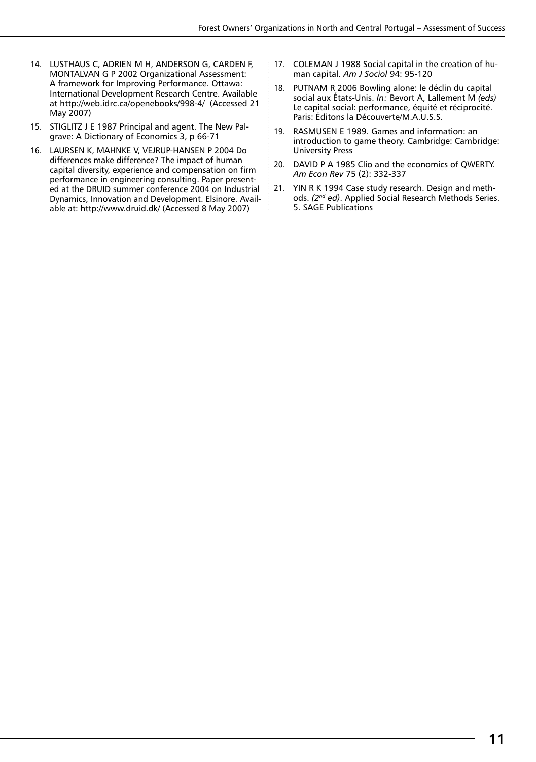14. LUSTHAUS C, ADRIEN M H, ANDERSON G, CARDEN F, MONTALVAN G P 2002 Organizational Assessment: A framework for Improving Performance. Ottawa: International Development Research Centre. Available at http://web.idrc.ca/openebooks/998-4/ (Accessed 21 May 2007)
15. STIGLITZ J E 1987 Principal and agent. The New Palgrave: A Dictionary of Economics 3, p 66-71
16. LAURSEN K, MAHNKE V, VEJRUP-HANSEN P 2004 Do differences make difference? The impact of human capital diversity, experience and compensation on firm performance in engineering consulting. Paper presented at the DRUID summer conference 2004 on Industrial Dynamics, Innovation and Development. Elsinore. Available at: http://www.druid.dk/ (Accessed 8 May 2007)
17. COLEMAN J 1988 Social capital in the creation of human capital. *Am J Sociol* 94: 95-120
18. PUTNAM R 2006 Bowling alone: le déclin du capital social aux États-Unis. *In:* Bevort A, Lallement M *(eds)* Le capital social: performance, équité et réciprocité. Paris: Éditons la Découverte/M.A.U.S.S.
19. RASMUSEN E 1989. Games and information: an introduction to game theory. Cambridge: Cambridge: University Press
20. DAVID P A 1985 Clio and the economics of QWERTY. *Am Econ Rev* 75 (2): 332-337
21. YIN R K 1994 Case study research. Design and methods. *(2nd ed)*. Applied Social Research Methods Series. 5. SAGE Publications